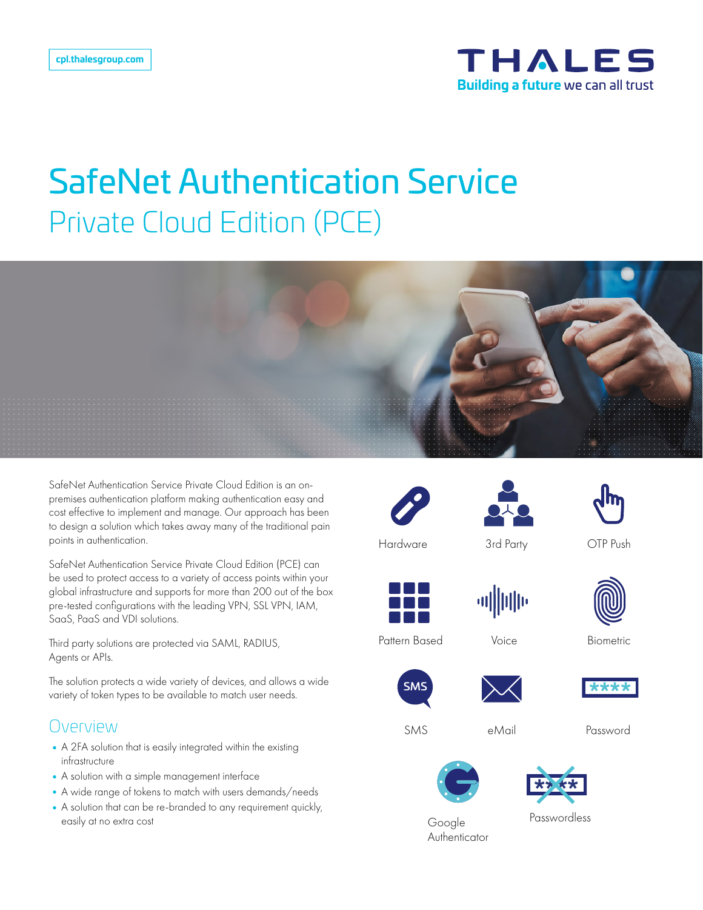cpl.thalesgroup.com

THALES
Building a future we can all trust

# SafeNet Authentication Service

## Private Cloud Edition (PCE)

SafeNet Authentication Service Private Cloud Edition is an on-premises authentication platform making authentication easy and cost effective to implement and manage. Our approach has been to design a solution which takes away many of the traditional pain points in authentication.

SafeNet Authentication Service Private Cloud Edition (PCE) can be used to protect access to a variety of access points within your global infrastructure and supports for more than 200 out of the box pre-tested configurations with the leading VPN, SSL VPN, IAM, SaaS, PaaS and VDI solutions.

Third party solutions are protected via SAML, RADIUS, Agents or APIs.

The solution protects a wide variety of devices, and allows a wide variety of token types to be available to match user needs.

## Overview

- A 2FA solution that is easily integrated within the existing infrastructure
- A solution with a simple management interface
- A wide range of tokens to match with users demands/needs
- A solution that can be re-branded to any requirement quickly, easily at no extra cost

Hardware

3rd Party

OTP Push

Pattern Based

Voice

Biometric

SMS

eMail

Password

Google Authenticator

Passwordless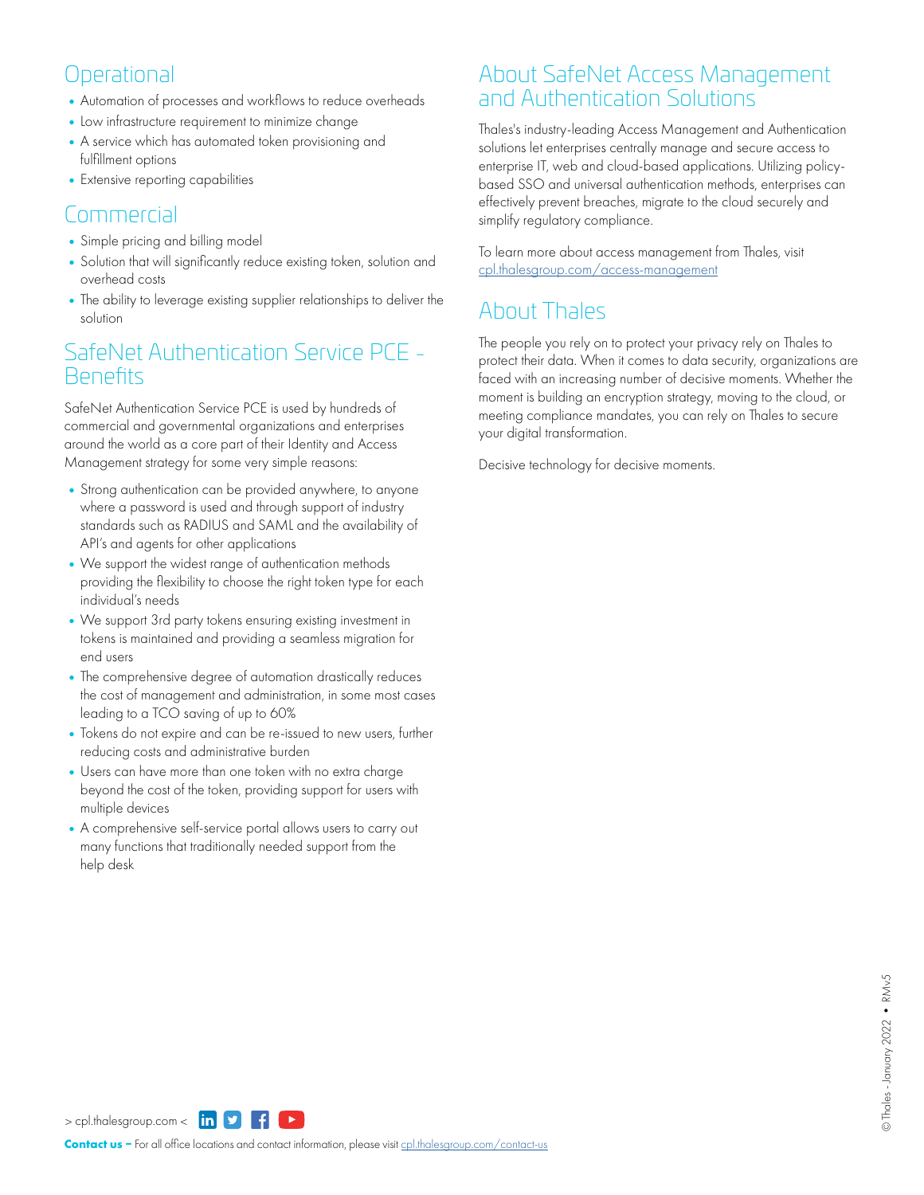## Operational

- Automation of processes and workflows to reduce overheads
- Low infrastructure requirement to minimize change
- A service which has automated token provisioning and fulfillment options
- Extensive reporting capabilities

## Commercial

- Simple pricing and billing model
- Solution that will significantly reduce existing token, solution and overhead costs
- The ability to leverage existing supplier relationships to deliver the solution

## SafeNet Authentication Service PCE - Benefits

SafeNet Authentication Service PCE is used by hundreds of commercial and governmental organizations and enterprises around the world as a core part of their Identity and Access Management strategy for some very simple reasons:

- Strong authentication can be provided anywhere, to anyone where a password is used and through support of industry standards such as RADIUS and SAML and the availability of API's and agents for other applications
- We support the widest range of authentication methods providing the flexibility to choose the right token type for each individual's needs
- We support 3rd party tokens ensuring existing investment in tokens is maintained and providing a seamless migration for end users
- The comprehensive degree of automation drastically reduces the cost of management and administration, in some most cases leading to a TCO saving of up to 60%
- Tokens do not expire and can be re-issued to new users, further reducing costs and administrative burden
- Users can have more than one token with no extra charge beyond the cost of the token, providing support for users with multiple devices
- A comprehensive self-service portal allows users to carry out many functions that traditionally needed support from the help desk

## About SafeNet Access Management and Authentication Solutions

Thales's industry-leading Access Management and Authentication solutions let enterprises centrally manage and secure access to enterprise IT, web and cloud-based applications. Utilizing policy-based SSO and universal authentication methods, enterprises can effectively prevent breaches, migrate to the cloud securely and simplify regulatory compliance.

To learn more about access management from Thales, visit cpl.thalesgroup.com/access-management

## About Thales

The people you rely on to protect your privacy rely on Thales to protect their data. When it comes to data security, organizations are faced with an increasing number of decisive moments. Whether the moment is building an encryption strategy, moving to the cloud, or meeting compliance mandates, you can rely on Thales to secure your digital transformation.

Decisive technology for decisive moments.

> cpl.thalesgroup.com <

**Contact us –** For all office locations and contact information, please visit cpl.thalesgroup.com/contact-us

© Thales - January 2022 • RMv5